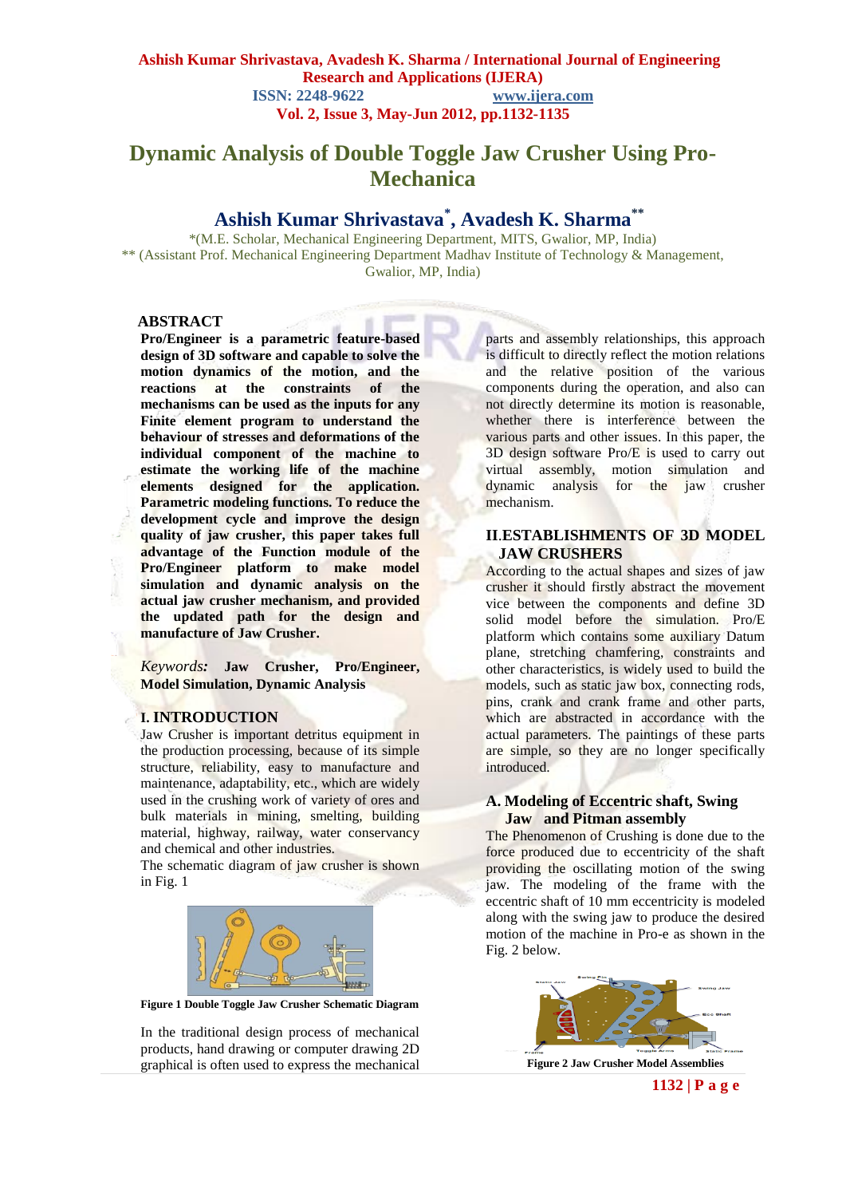# Dynamic Analysis of Double Toggle Jaw Crusher Using Pro-Mechanica

## Ashish Kumar Shrivastava[*], Avadesh K. Sharma[**]

*(M.E. Scholar, Mechanical Engineering Department, MITS, Gwalior, MP, India)
** (Assistant Prof. Mechanical Engineering Department Madhav Institute of Technology & Management, Gwalior, MP, India)

### ABSTRACT

**Pro/Engineer is a parametric feature-based design of 3D software and capable to solve the motion dynamics of the motion, and the reactions at the constraints of the mechanisms can be used as the inputs for any Finite element program to understand the behaviour of stresses and deformations of the individual component of the machine to estimate the working life of the machine elements designed for the application. Parametric modeling functions. To reduce the development cycle and improve the design quality of jaw crusher, this paper takes full advantage of the Function module of the Pro/Engineer platform to make model simulation and dynamic analysis on the actual jaw crusher mechanism, and provided the updated path for the design and manufacture of Jaw Crusher.**

*Keywords:* **Jaw Crusher, Pro/Engineer, Model Simulation, Dynamic Analysis**

### I. INTRODUCTION

Jaw Crusher is important detritus equipment in the production processing, because of its simple structure, reliability, easy to manufacture and maintenance, adaptability, etc., which are widely used in the crushing work of variety of ores and bulk materials in mining, smelting, building material, highway, railway, water conservancy and chemical and other industries.

The schematic diagram of jaw crusher is shown in Fig. 1

**Figure 1 Double Toggle Jaw Crusher Schematic Diagram**

In the traditional design process of mechanical products, hand drawing or computer drawing 2D graphical is often used to express the mechanical parts and assembly relationships, this approach is difficult to directly reflect the motion relations and the relative position of the various components during the operation, and also can not directly determine its motion is reasonable, whether there is interference between the various parts and other issues. In this paper, the 3D design software Pro/E is used to carry out virtual assembly, motion simulation and dynamic analysis for the jaw crusher mechanism.

### II.ESTABLISHMENTS OF 3D MODEL JAW CRUSHERS

According to the actual shapes and sizes of jaw crusher it should firstly abstract the movement vice between the components and define 3D solid model before the simulation. Pro/E platform which contains some auxiliary Datum plane, stretching chamfering, constraints and other characteristics, is widely used to build the models, such as static jaw box, connecting rods, pins, crank and crank frame and other parts, which are abstracted in accordance with the actual parameters. The paintings of these parts are simple, so they are no longer specifically introduced.

#### A. Modeling of Eccentric shaft, Swing Jaw and Pitman assembly

The Phenomenon of Crushing is done due to the force produced due to eccentricity of the shaft providing the oscillating motion of the swing jaw. The modeling of the frame with the eccentric shaft of 10 mm eccentricity is modeled along with the swing jaw to produce the desired motion of the machine in Pro-e as shown in the Fig. 2 below.

**Figure 2 Jaw Crusher Model Assemblies**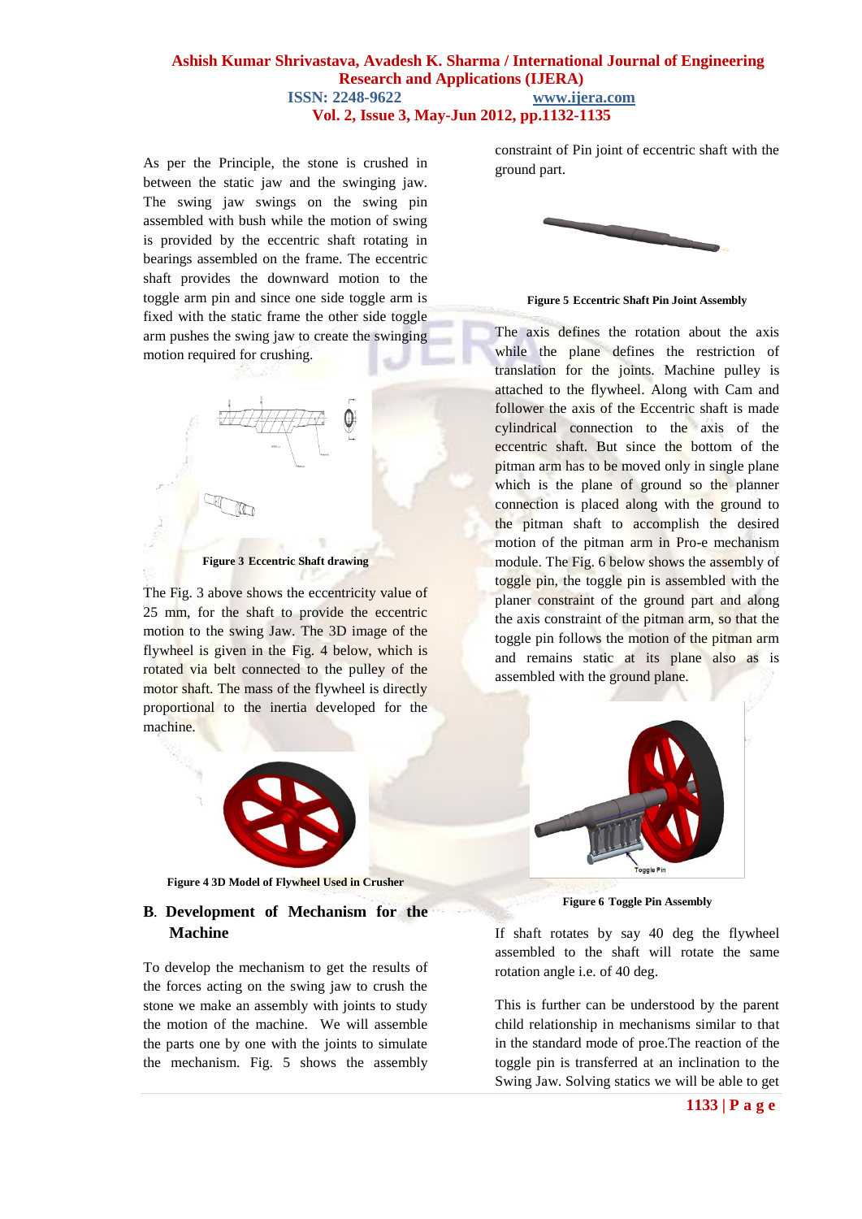As per the Principle, the stone is crushed in between the static jaw and the swinging jaw. The swing jaw swings on the swing pin assembled with bush while the motion of swing is provided by the eccentric shaft rotating in bearings assembled on the frame. The eccentric shaft provides the downward motion to the toggle arm pin and since one side toggle arm is fixed with the static frame the other side toggle arm pushes the swing jaw to create the swinging motion required for crushing.

**Figure 3 Eccentric Shaft drawing**

The Fig. 3 above shows the eccentricity value of 25 mm, for the shaft to provide the eccentric motion to the swing Jaw. The 3D image of the flywheel is given in the Fig. 4 below, which is rotated via belt connected to the pulley of the motor shaft. The mass of the flywheel is directly proportional to the inertia developed for the machine.

**Figure 4 3D Model of Flywheel Used in Crusher**

## B. Development of Mechanism for the Machine

To develop the mechanism to get the results of the forces acting on the swing jaw to crush the stone we make an assembly with joints to study the motion of the machine. We will assemble the parts one by one with the joints to simulate the mechanism. Fig. 5 shows the assembly constraint of Pin joint of eccentric shaft with the ground part.

**Figure 5 Eccentric Shaft Pin Joint Assembly**

The axis defines the rotation about the axis while the plane defines the restriction of translation for the joints. Machine pulley is attached to the flywheel. Along with Cam and follower the axis of the Eccentric shaft is made cylindrical connection to the axis of the eccentric shaft. But since the bottom of the pitman arm has to be moved only in single plane which is the plane of ground so the planner connection is placed along with the ground to the pitman shaft to accomplish the desired motion of the pitman arm in Pro-e mechanism module. The Fig. 6 below shows the assembly of toggle pin, the toggle pin is assembled with the planer constraint of the ground part and along the axis constraint of the pitman arm, so that the toggle pin follows the motion of the pitman arm and remains static at its plane also as is assembled with the ground plane.

**Figure 6 Toggle Pin Assembly**

If shaft rotates by say 40 deg the flywheel assembled to the shaft will rotate the same rotation angle i.e. of 40 deg.

This is further can be understood by the parent child relationship in mechanisms similar to that in the standard mode of proe.The reaction of the toggle pin is transferred at an inclination to the Swing Jaw. Solving statics we will be able to get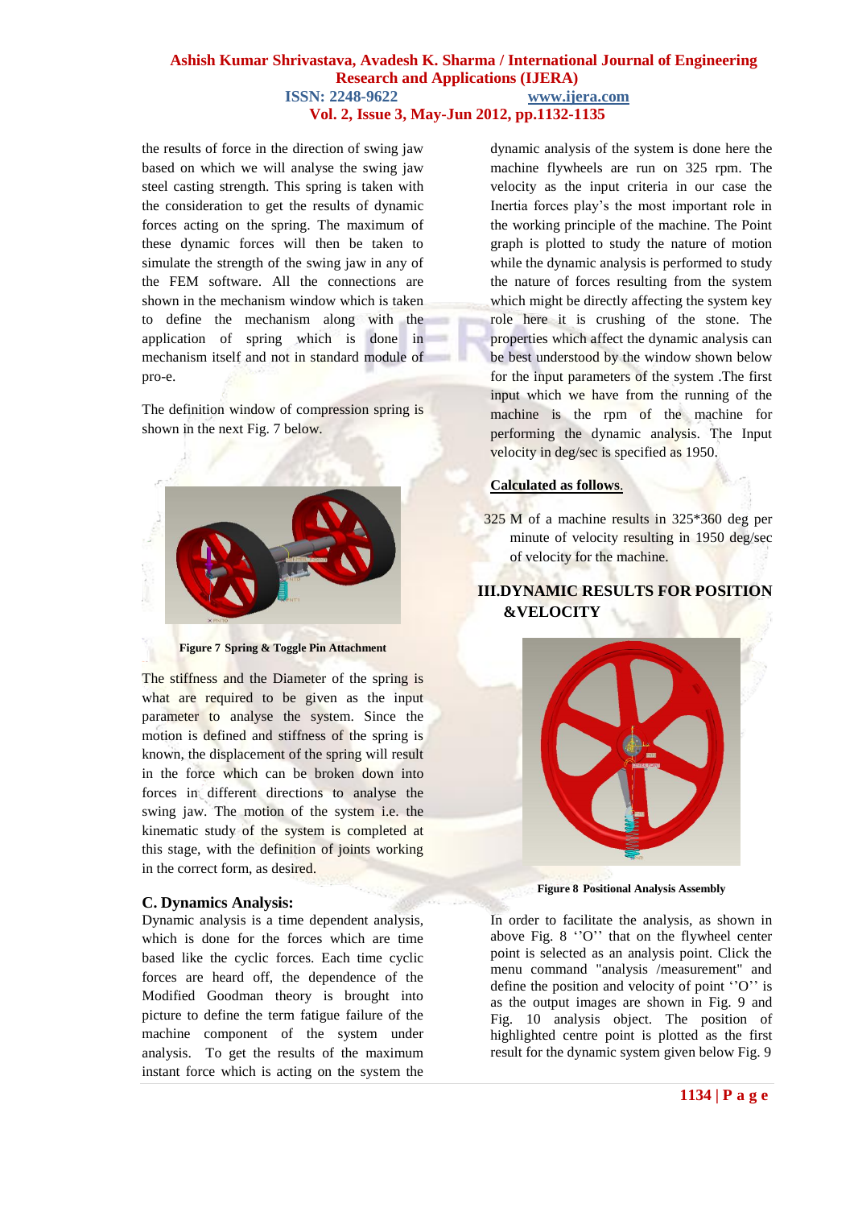the results of force in the direction of swing jaw based on which we will analyse the swing jaw steel casting strength. This spring is taken with the consideration to get the results of dynamic forces acting on the spring. The maximum of these dynamic forces will then be taken to simulate the strength of the swing jaw in any of the FEM software. All the connections are shown in the mechanism window which is taken to define the mechanism along with the application of spring which is done in mechanism itself and not in standard module of pro-e.

The definition window of compression spring is shown in the next Fig. 7 below.

**Figure 7 Spring & Toggle Pin Attachment**

The stiffness and the Diameter of the spring is what are required to be given as the input parameter to analyse the system. Since the motion is defined and stiffness of the spring is known, the displacement of the spring will result in the force which can be broken down into forces in different directions to analyse the swing jaw. The motion of the system i.e. the kinematic study of the system is completed at this stage, with the definition of joints working in the correct form, as desired.

### C. Dynamics Analysis:

Dynamic analysis is a time dependent analysis, which is done for the forces which are time based like the cyclic forces. Each time cyclic forces are heard off, the dependence of the Modified Goodman theory is brought into picture to define the term fatigue failure of the machine component of the system under analysis. To get the results of the maximum instant force which is acting on the system the dynamic analysis of the system is done here the machine flywheels are run on 325 rpm. The velocity as the input criteria in our case the Inertia forces play's the most important role in the working principle of the machine. The Point graph is plotted to study the nature of motion while the dynamic analysis is performed to study the nature of forces resulting from the system which might be directly affecting the system key role here it is crushing of the stone. The properties which affect the dynamic analysis can be best understood by the window shown below for the input parameters of the system .The first input which we have from the running of the machine is the rpm of the machine for performing the dynamic analysis. The Input velocity in deg/sec is specified as 1950.

**Calculated as follows.**

325 M of a machine results in 325*360 deg per minute of velocity resulting in 1950 deg/sec of velocity for the machine.

## III.DYNAMIC RESULTS FOR POSITION &VELOCITY

**Figure 8 Positional Analysis Assembly**

In order to facilitate the analysis, as shown in above Fig. 8 ''O'' that on the flywheel center point is selected as an analysis point. Click the menu command "analysis /measurement" and define the position and velocity of point ''O'' is as the output images are shown in Fig. 9 and Fig. 10 analysis object. The position of highlighted centre point is plotted as the first result for the dynamic system given below Fig. 9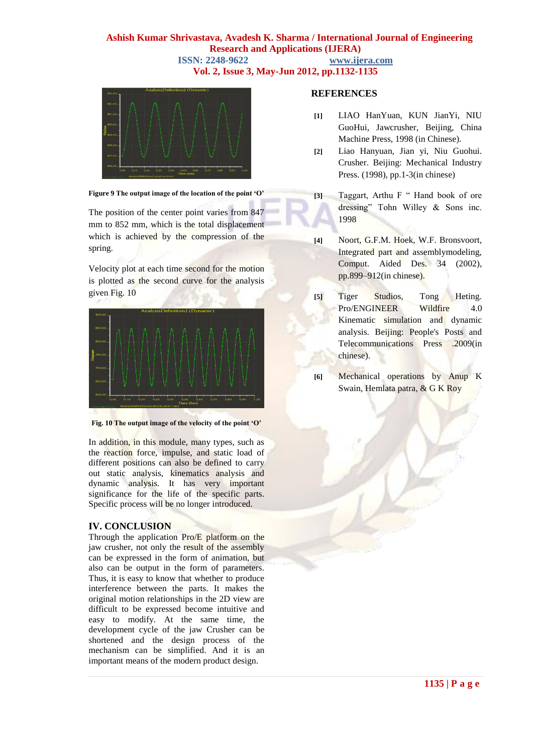AnalysisDefinition2 (Dynamic)

Position

Time (Sec)

AnalysisDefinition2:position (mm)

**Figure 9 The output image of the location of the point 'O'**

The position of the center point varies from 847 mm to 852 mm, which is the total displacement which is achieved by the compression of the spring.

Velocity plot at each time second for the motion is plotted as the second curve for the analysis given Fig. 10

AnalysisDefinition2 (Dynamic)

Measure

Time (Sec)

AnalysisDefinition2:velocity (mm / sec)

**Fig. 10 The output image of the velocity of the point 'O'**

In addition, in this module, many types, such as the reaction force, impulse, and static load of different positions can also be defined to carry out static analysis, kinematics analysis and dynamic analysis. It has very important significance for the life of the specific parts. Specific process will be no longer introduced.

## IV. CONCLUSION

Through the application Pro/E platform on the jaw crusher, not only the result of the assembly can be expressed in the form of animation, but also can be output in the form of parameters. Thus, it is easy to know that whether to produce interference between the parts. It makes the original motion relationships in the 2D view are difficult to be expressed become intuitive and easy to modify. At the same time, the development cycle of the jaw Crusher can be shortened and the design process of the mechanism can be simplified. And it is an important means of the modern product design.

## REFERENCES

[1] LIAO HanYuan, KUN JianYi, NIU GuoHui, Jawcrusher, Beijing, China Machine Press, 1998 (in Chinese).

[2] Liao Hanyuan, Jian yi, Niu Guohui. Crusher. Beijing: Mechanical Industry Press. (1998), pp.1-3(in chinese)

[3] Taggart, Arthu F " Hand book of ore dressing" Tohn Willey & Sons inc. 1998

[4] Noort, G.F.M. Hoek, W.F. Bronsvoort, Integrated part and assemblymodeling, Comput. Aided Des. 34 (2002), pp.899–912(in chinese).

[5] Tiger Studios, Tong Heting. Pro/ENGINEER Wildfire 4.0 Kinematic simulation and dynamic analysis. Beijing: People's Posts and Telecommunications Press .2009(in chinese).

[6] Mechanical operations by Anup K Swain, Hemlata patra, & G K Roy